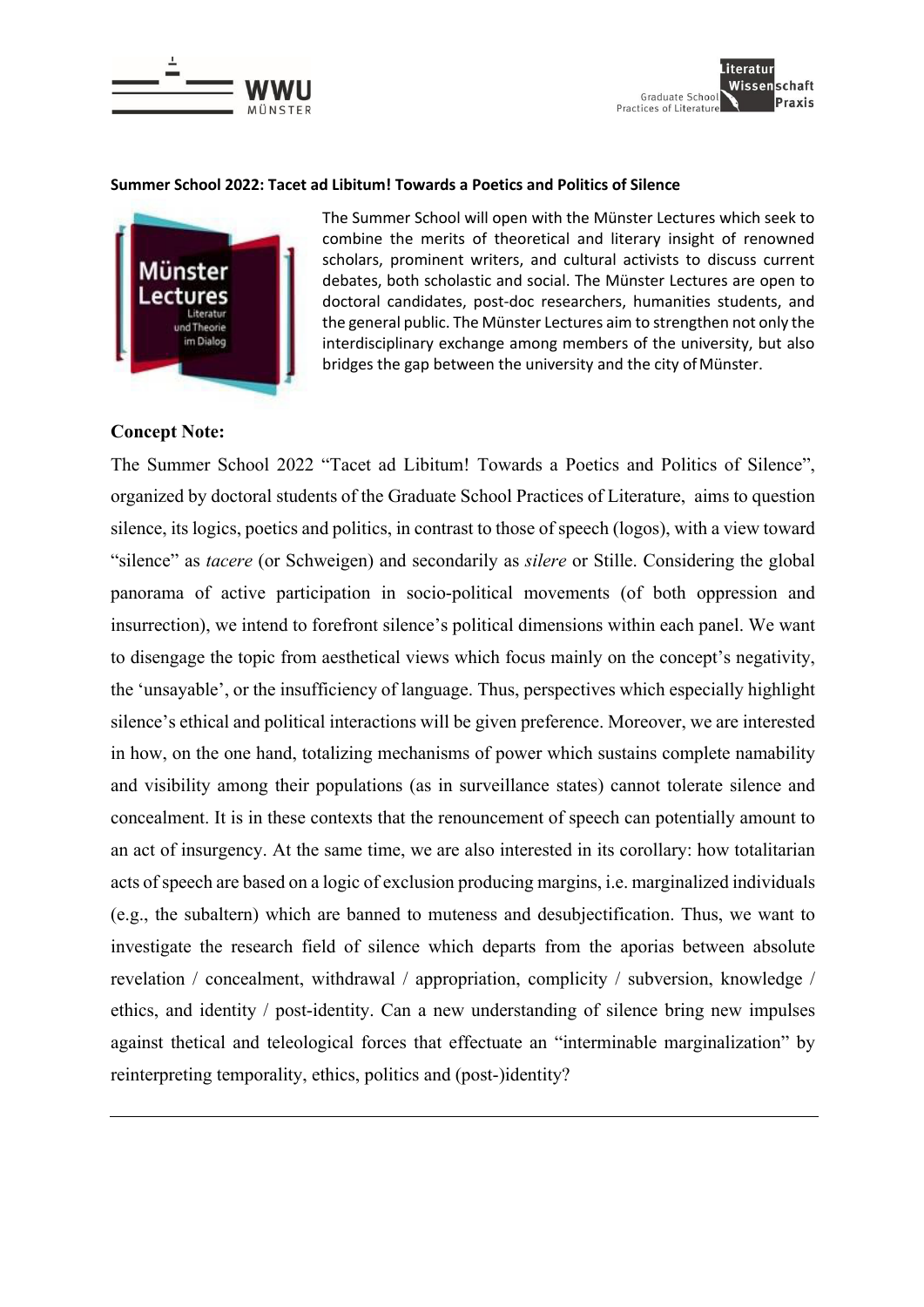**Summer School 2022: Tacet ad Libitum! Towards a Poetics and Politics of Silence**

The Summer School will open with the Münster Lectures which seek to combine the merits of theoretical and literary insight of renowned scholars, prominent writers, and cultural activists to discuss current debates, both scholastic and social. The Münster Lectures are open to doctoral candidates, post-doc researchers, humanities students, and the general public. The Münster Lectures aim to strengthen not only the interdisciplinary exchange among members of the university, but also bridges the gap between the university and the city of Münster.

**Concept Note:**

The Summer School 2022 "Tacet ad Libitum! Towards a Poetics and Politics of Silence", organized by doctoral students of the Graduate School Practices of Literature, aims to question silence, its logics, poetics and politics, in contrast to those of speech (logos), with a view toward "silence" as *tacere* (or Schweigen) and secondarily as *silere* or Stille. Considering the global panorama of active participation in socio-political movements (of both oppression and insurrection), we intend to forefront silence's political dimensions within each panel. We want to disengage the topic from aesthetical views which focus mainly on the concept's negativity, the 'unsayable', or the insufficiency of language. Thus, perspectives which especially highlight silence's ethical and political interactions will be given preference. Moreover, we are interested in how, on the one hand, totalizing mechanisms of power which sustains complete namability and visibility among their populations (as in surveillance states) cannot tolerate silence and concealment. It is in these contexts that the renouncement of speech can potentially amount to an act of insurgency. At the same time, we are also interested in its corollary: how totalitarian acts of speech are based on a logic of exclusion producing margins, i.e. marginalized individuals (e.g., the subaltern) which are banned to muteness and desubjectification. Thus, we want to investigate the research field of silence which departs from the aporias between absolute revelation / concealment, withdrawal / appropriation, complicity / subversion, knowledge / ethics, and identity / post-identity. Can a new understanding of silence bring new impulses against thetical and teleological forces that effectuate an "interminable marginalization" by reinterpreting temporality, ethics, politics and (post-)identity?

---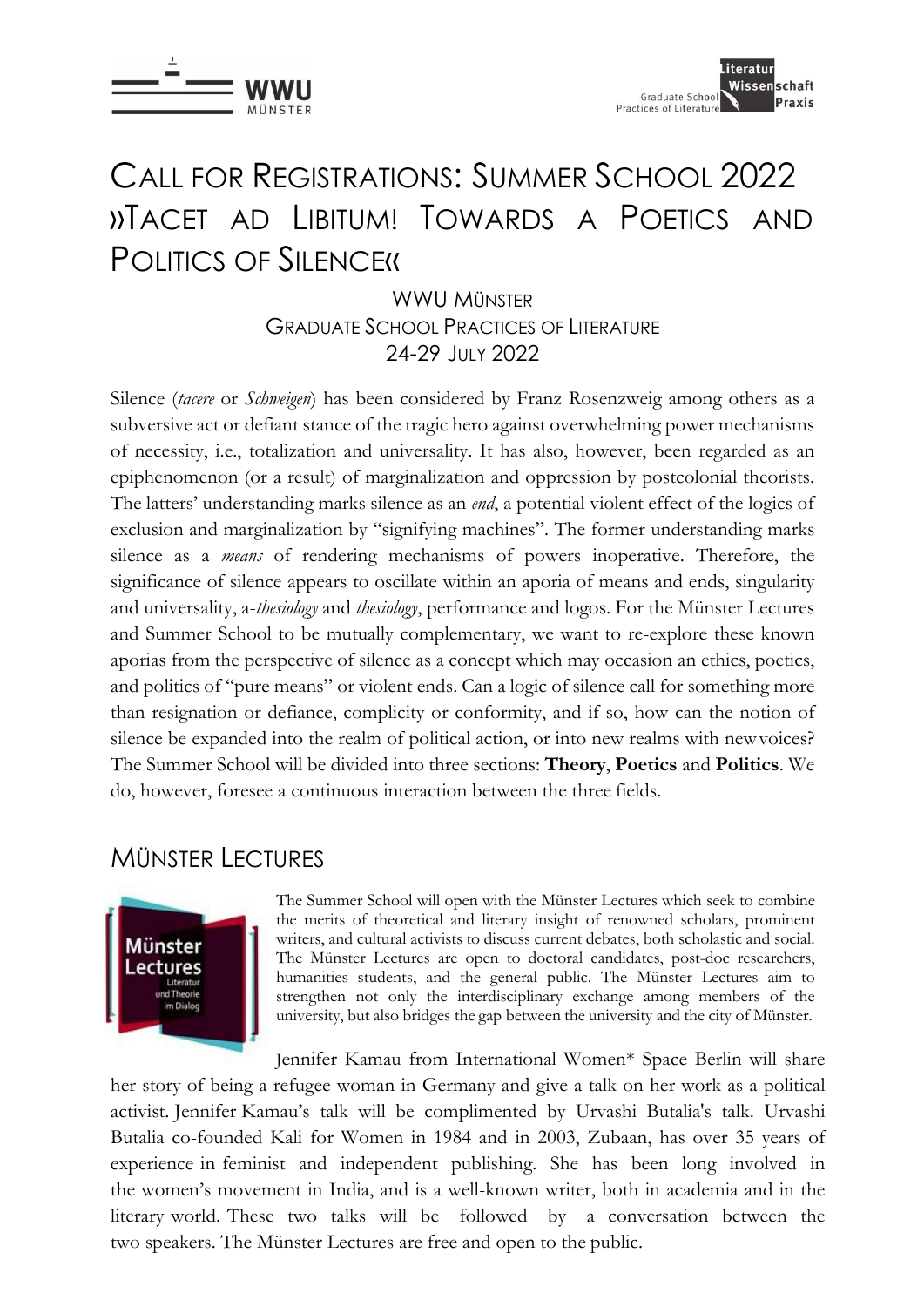# CALL FOR REGISTRATIONS: SUMMER SCHOOL 2022 »TACET AD LIBITUM! TOWARDS A POETICS AND POLITICS OF SILENCE«

WWU MÜNSTER
GRADUATE SCHOOL PRACTICES OF LITERATURE
24-29 JULY 2022

Silence (*tacere* or *Schweigen*) has been considered by Franz Rosenzweig among others as a subversive act or defiant stance of the tragic hero against overwhelming power mechanisms of necessity, i.e., totalization and universality. It has also, however, been regarded as an epiphenomenon (or a result) of marginalization and oppression by postcolonial theorists. The latters' understanding marks silence as an *end*, a potential violent effect of the logics of exclusion and marginalization by "signifying machines". The former understanding marks silence as a *means* of rendering mechanisms of powers inoperative. Therefore, the significance of silence appears to oscillate within an aporia of means and ends, singularity and universality, a-*thesiology* and *thesiology*, performance and logos. For the Münster Lectures and Summer School to be mutually complementary, we want to re-explore these known aporias from the perspective of silence as a concept which may occasion an ethics, poetics, and politics of "pure means" or violent ends. Can a logic of silence call for something more than resignation or defiance, complicity or conformity, and if so, how can the notion of silence be expanded into the realm of political action, or into new realms with newvoices? The Summer School will be divided into three sections: **Theory**, **Poetics** and **Politics**. We do, however, foresee a continuous interaction between the three fields.

## MÜNSTER LECTURES

The Summer School will open with the Münster Lectures which seek to combine the merits of theoretical and literary insight of renowned scholars, prominent writers, and cultural activists to discuss current debates, both scholastic and social. The Münster Lectures are open to doctoral candidates, post-doc researchers, humanities students, and the general public. The Münster Lectures aim to strengthen not only the interdisciplinary exchange among members of the university, but also bridges the gap between the university and the city of Münster.

Jennifer Kamau from International Women* Space Berlin will share her story of being a refugee woman in Germany and give a talk on her work as a political activist. Jennifer Kamau's talk will be complimented by Urvashi Butalia's talk. Urvashi Butalia co-founded Kali for Women in 1984 and in 2003, Zubaan, has over 35 years of experience in feminist and independent publishing. She has been long involved in the women's movement in India, and is a well-known writer, both in academia and in the literary world. These two talks will be followed by a conversation between the two speakers. The Münster Lectures are free and open to the public.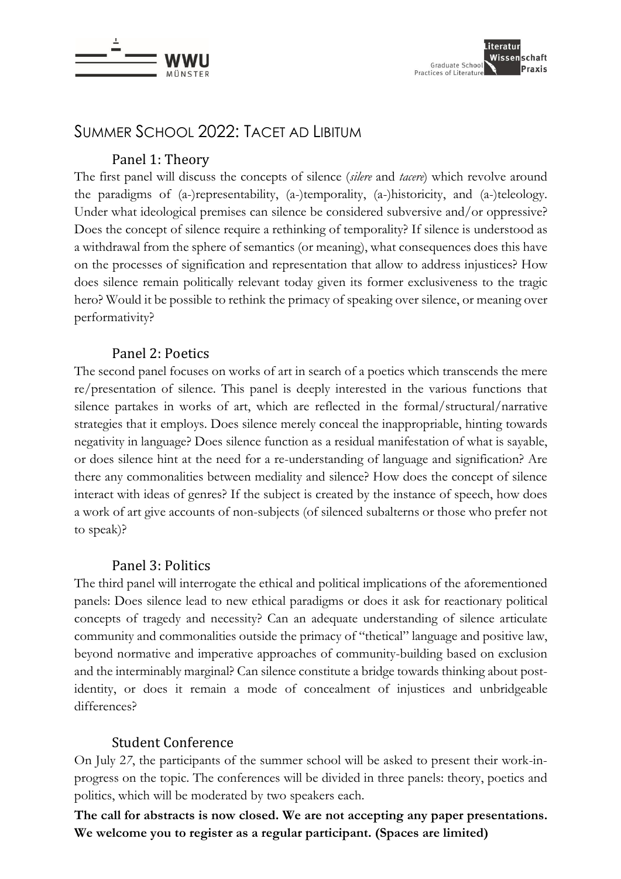# Summer School 2022: Tacet ad Libitum

## Panel 1: Theory

The first panel will discuss the concepts of silence (*silere* and *tacere*) which revolve around the paradigms of (a-)representability, (a-)temporality, (a-)historicity, and (a-)teleology. Under what ideological premises can silence be considered subversive and/or oppressive? Does the concept of silence require a rethinking of temporality? If silence is understood as a withdrawal from the sphere of semantics (or meaning), what consequences does this have on the processes of signification and representation that allow to address injustices? How does silence remain politically relevant today given its former exclusiveness to the tragic hero? Would it be possible to rethink the primacy of speaking over silence, or meaning over performativity?

## Panel 2: Poetics

The second panel focuses on works of art in search of a poetics which transcends the mere re/presentation of silence. This panel is deeply interested in the various functions that silence partakes in works of art, which are reflected in the formal/structural/narrative strategies that it employs. Does silence merely conceal the inappropriable, hinting towards negativity in language? Does silence function as a residual manifestation of what is sayable, or does silence hint at the need for a re-understanding of language and signification? Are there any commonalities between mediality and silence? How does the concept of silence interact with ideas of genres? If the subject is created by the instance of speech, how does a work of art give accounts of non-subjects (of silenced subalterns or those who prefer not to speak)?

## Panel 3: Politics

The third panel will interrogate the ethical and political implications of the aforementioned panels: Does silence lead to new ethical paradigms or does it ask for reactionary political concepts of tragedy and necessity? Can an adequate understanding of silence articulate community and commonalities outside the primacy of "thetical" language and positive law, beyond normative and imperative approaches of community-building based on exclusion and the interminably marginal? Can silence constitute a bridge towards thinking about post-identity, or does it remain a mode of concealment of injustices and unbridgeable differences?

## Student Conference

On July 27, the participants of the summer school will be asked to present their work-in-progress on the topic. The conferences will be divided in three panels: theory, poetics and politics, which will be moderated by two speakers each.

**The call for abstracts is now closed. We are not accepting any paper presentations. We welcome you to register as a regular participant. (Spaces are limited)**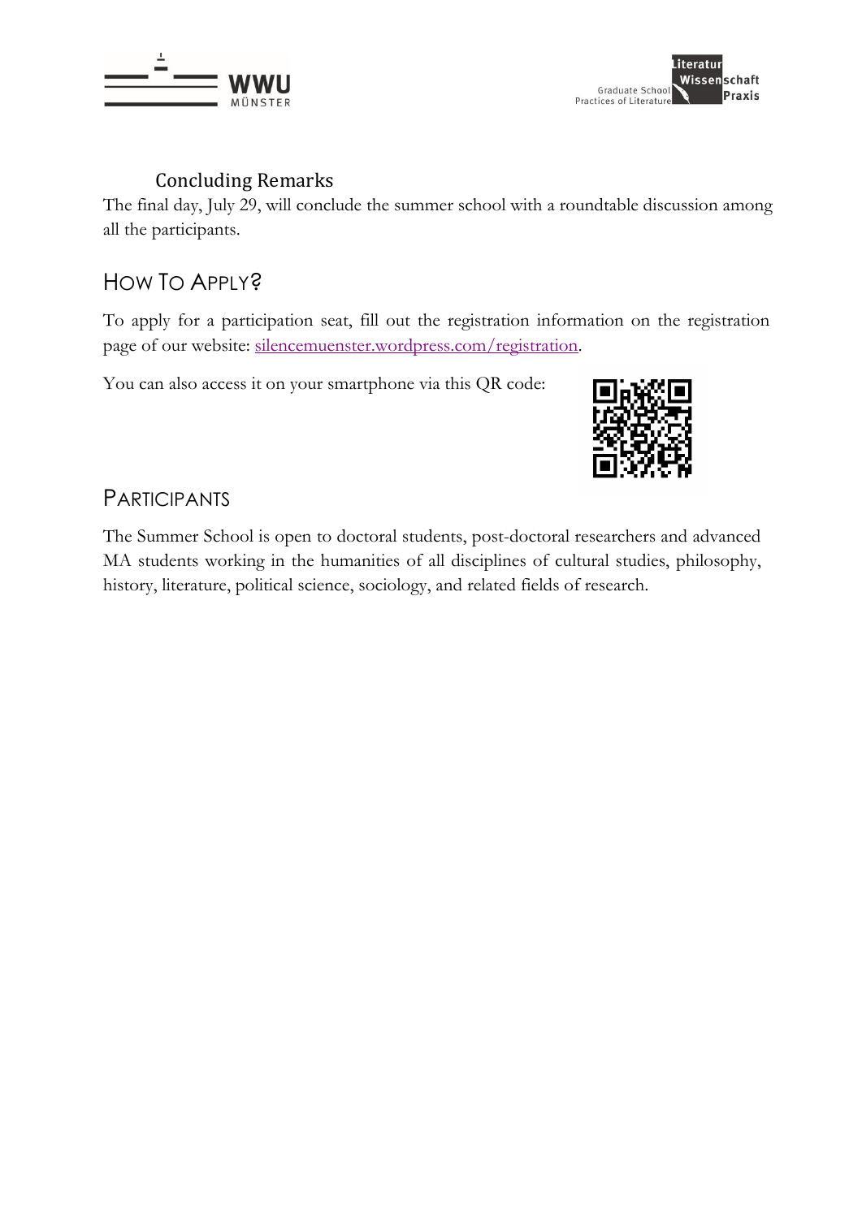### Concluding Remarks

The final day, July 29, will conclude the summer school with a roundtable discussion among all the participants.

## How To Apply?

To apply for a participation seat, fill out the registration information on the registration page of our website: silencemuenster.wordpress.com/registration.

You can also access it on your smartphone via this QR code:

## Participants

The Summer School is open to doctoral students, post-doctoral researchers and advanced MA students working in the humanities of all disciplines of cultural studies, philosophy, history, literature, political science, sociology, and related fields of research.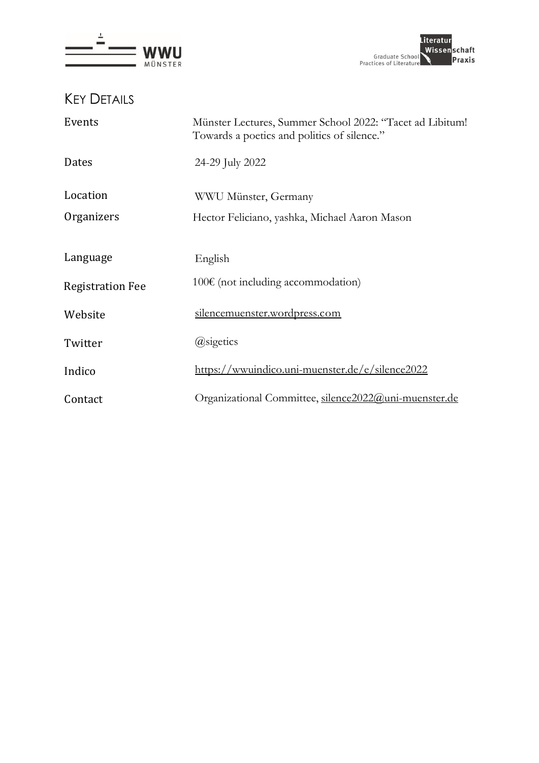## KEY DETAILS

| | |
|---|---|
| Events | Münster Lectures, Summer School 2022: "Tacet ad Libitum! Towards a poetics and politics of silence." |
| Dates | 24-29 July 2022 |
| Location | WWU Münster, Germany |
| Organizers | Hector Feliciano, yashka, Michael Aaron Mason |
| Language | English |
| Registration Fee | 100€ (not including accommodation) |
| Website | silencemuenster.wordpress.com |
| Twitter | @sigetics |
| Indico | https://wwuindico.uni-muenster.de/e/silence2022 |
| Contact | Organizational Committee, silence2022@uni-muenster.de |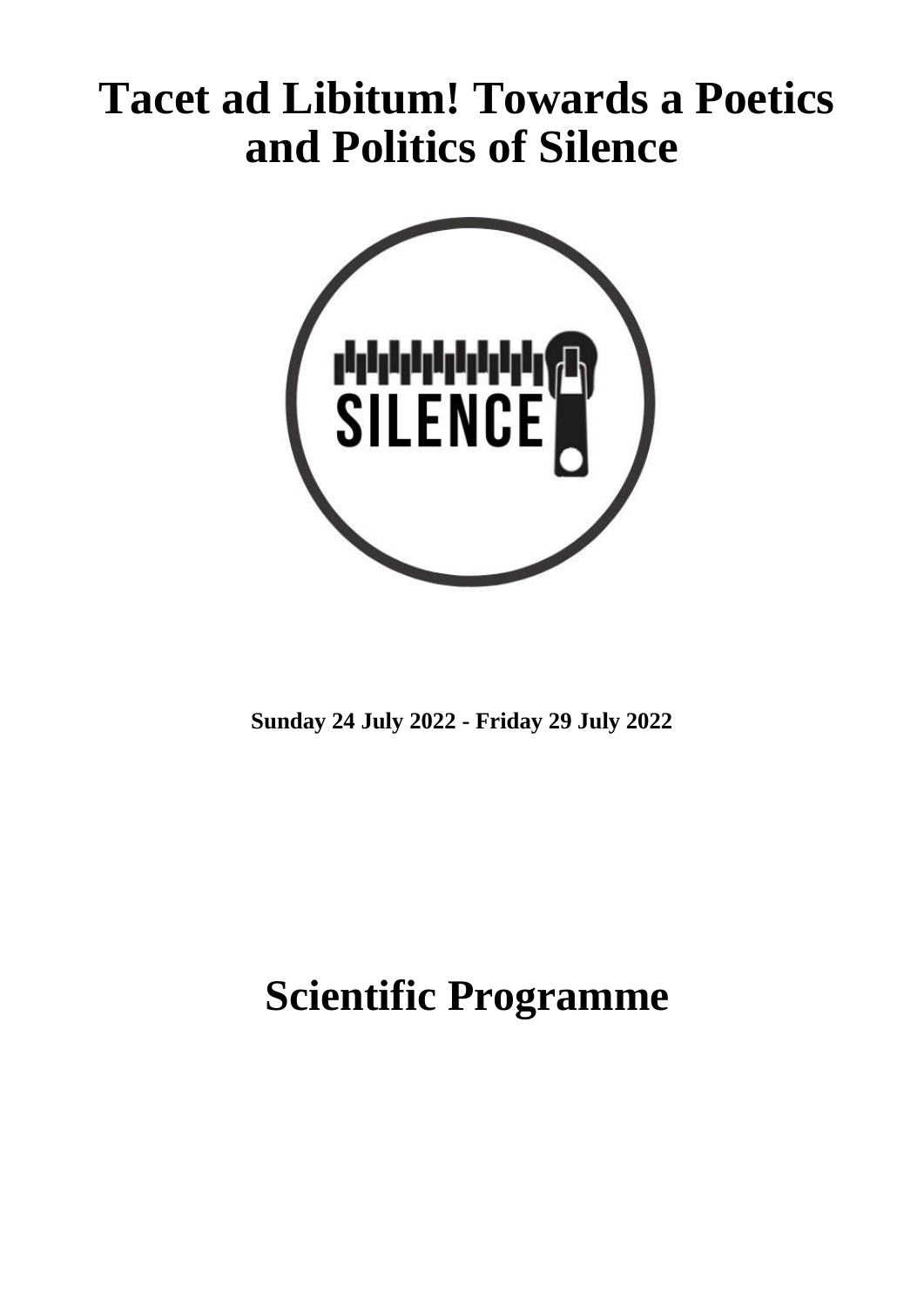# Tacet ad Libitum! Towards a Poetics and Politics of Silence

SILENCE

**Sunday 24 July 2022 - Friday 29 July 2022**

# Scientific Programme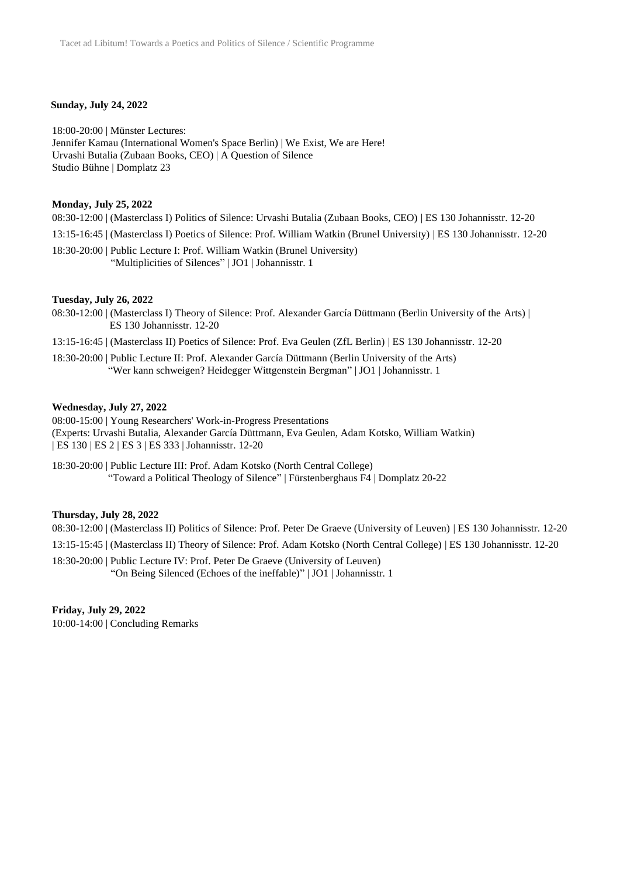**Sunday, July 24, 2022**

18:00-20:00 | Münster Lectures:
Jennifer Kamau (International Women's Space Berlin) | We Exist, We are Here!
Urvashi Butalia (Zubaan Books, CEO) | A Question of Silence
Studio Bühne | Domplatz 23

**Monday, July 25, 2022**

08:30-12:00 | (Masterclass I) Politics of Silence: Urvashi Butalia (Zubaan Books, CEO) | ES 130 Johannisstr. 12-20

13:15-16:45 | (Masterclass I) Poetics of Silence: Prof. William Watkin (Brunel University) | ES 130 Johannisstr. 12-20

18:30-20:00 | Public Lecture I: Prof. William Watkin (Brunel University)
"Multiplicities of Silences" | JO1 | Johannisstr. 1

**Tuesday, July 26, 2022**

08:30-12:00 | (Masterclass I) Theory of Silence: Prof. Alexander García Düttmann (Berlin University of the Arts) | ES 130 Johannisstr. 12-20

13:15-16:45 | (Masterclass II) Poetics of Silence: Prof. Eva Geulen (ZfL Berlin) | ES 130 Johannisstr. 12-20

18:30-20:00 | Public Lecture II: Prof. Alexander García Düttmann (Berlin University of the Arts)
"Wer kann schweigen? Heidegger Wittgenstein Bergman" | JO1 | Johannisstr. 1

**Wednesday, July 27, 2022**

08:00-15:00 | Young Researchers' Work-in-Progress Presentations
(Experts: Urvashi Butalia, Alexander García Düttmann, Eva Geulen, Adam Kotsko, William Watkin)
| ES 130 | ES 2 | ES 3 | ES 333 | Johannisstr. 12-20

18:30-20:00 | Public Lecture III: Prof. Adam Kotsko (North Central College)
"Toward a Political Theology of Silence" | Fürstenberghaus F4 | Domplatz 20-22

**Thursday, July 28, 2022**

08:30-12:00 | (Masterclass II) Politics of Silence: Prof. Peter De Graeve (University of Leuven) | ES 130 Johannisstr. 12-20

13:15-15:45 | (Masterclass II) Theory of Silence: Prof. Adam Kotsko (North Central College) | ES 130 Johannisstr. 12-20

18:30-20:00 | Public Lecture IV: Prof. Peter De Graeve (University of Leuven)
"On Being Silenced (Echoes of the ineffable)" | JO1 | Johannisstr. 1

**Friday, July 29, 2022**

10:00-14:00 | Concluding Remarks